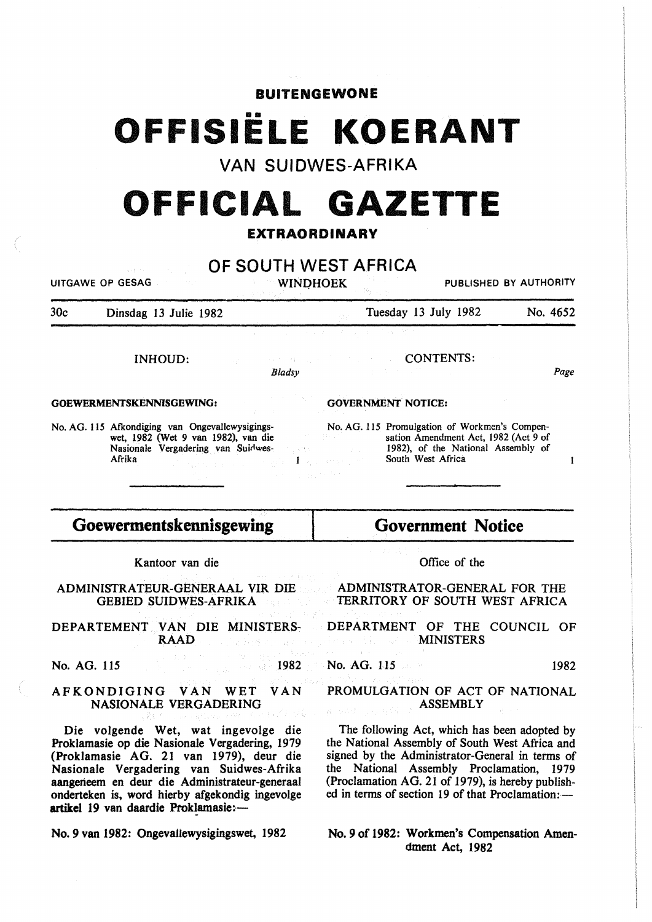**BUITENGEWONE**

# OFFISIËLE KOERANT

VAN SUIDWES-AFRIKA

# OFFICIAL GAZETTE

**EXTRAORDINARY**

## OF SOUTH WEST AFRICA

UITGAWE OP GESAG — WINDHOEK — PUBLISHED BY AUTHORITY

30c — Dinsdag 13 Julie 1982 — Tuesday 13 July 1982 — No. 4652

INHOUD: *Bladsy*

**GOEWERMENTSKENNISGEWING:**

No. AG. 115 Afkondiging van Ongevallewysigingswet, 1982 (Wet 9 van 1982), van die Nasionale Vergadering van Suidwes-Afrika — 1

CONTENTS: *Page*

**GOVERNMENT NOTICE:**

No. AG. 115 Promulgation of Workmen's Compensation Amendment Act, 1982 (Act 9 of 1982), of the National Assembly of South West Africa — 1

## Goewermentskennisgewing

Kantoor van die

ADMINISTRATEUR-GENERAAL VIR DIE GEBIED SUIDWES-AFRIKA

DEPARTEMENT VAN DIE MINISTERSRAAD

No. AG. 115 — 1982

AFKONDIGING VAN WET VAN NASIONALE VERGADERING

Die volgende Wet, wat ingevolge die Proklamasie op die Nasionale Vergadering, 1979 (Proklamasie AG. 21 van 1979), deur die Nasionale Vergadering van Suidwes-Afrika aangeneem en deur die Administrateur-generaal onderteken is, word hierby afgekondig ingevolge artikel 19 van daardie Proklamasie:—

**No. 9 van 1982: Ongevallewysigingswet, 1982**

## Government Notice

Office of the

ADMINISTRATOR-GENERAL FOR THE TERRITORY OF SOUTH WEST AFRICA

DEPARTMENT OF THE COUNCIL OF MINISTERS

No. AG. 115 — 1982

PROMULGATION OF ACT OF NATIONAL ASSEMBLY

The following Act, which has been adopted by the National Assembly of South West Africa and signed by the Administrator-General in terms of the National Assembly Proclamation, 1979 (Proclamation AG. 21 of 1979), is hereby published in terms of section 19 of that Proclamation:—

**No. 9 of 1982: Workmen's Compensation Amendment Act, 1982**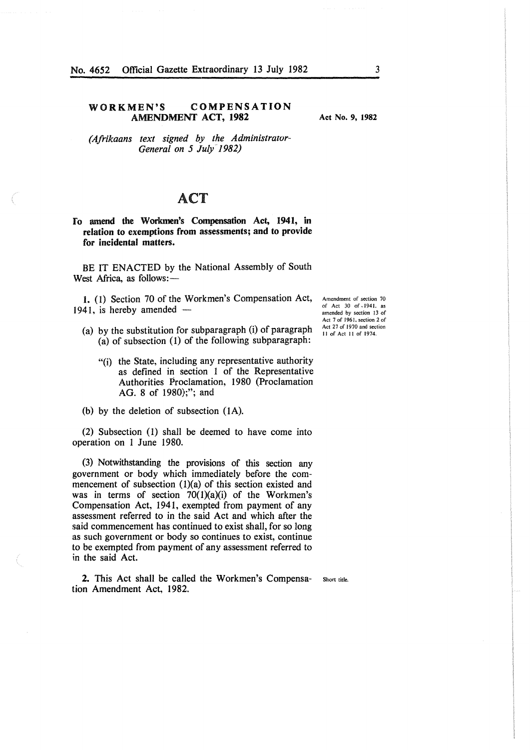## WORKMEN'S COMPENSATION AMENDMENT ACT, 1982

**Act No. 9, 1982**

*(Afrikaans text signed by the Administrator-General on 5 July 1982)*

# ACT

**To amend the Workmen's Compensation Act, 1941, in relation to exemptions from assessments; and to provide for incidental matters.**

BE IT ENACTED by the National Assembly of South West Africa, as follows:—

*Amendment of section 70 of Act 30 of 1941, as amended by section 13 of Act 7 of 1961, section 2 of Act 27 of 1970 and section 11 of Act 11 of 1974.*

**1.** (1) Section 70 of the Workmen's Compensation Act, 1941, is hereby amended —

(a) by the substitution for subparagraph (i) of paragraph (a) of subsection (1) of the following subparagraph:

"(i) the State, including any representative authority as defined in section 1 of the Representative Authorities Proclamation, 1980 (Proclamation AG. 8 of 1980);"; and

(b) by the deletion of subsection (1A).

(2) Subsection (1) shall be deemed to have come into operation on 1 June 1980.

(3) Notwithstanding the provisions of this section any government or body which immediately before the commencement of subsection (1)(a) of this section existed and was in terms of section 70(1)(a)(i) of the Workmen's Compensation Act, 1941, exempted from payment of any assessment referred to in the said Act and which after the said commencement has continued to exist shall, for so long as such government or body so continues to exist, continue to be exempted from payment of any assessment referred to in the said Act.

*Short title.*

**2.** This Act shall be called the Workmen's Compensation Amendment Act, 1982.